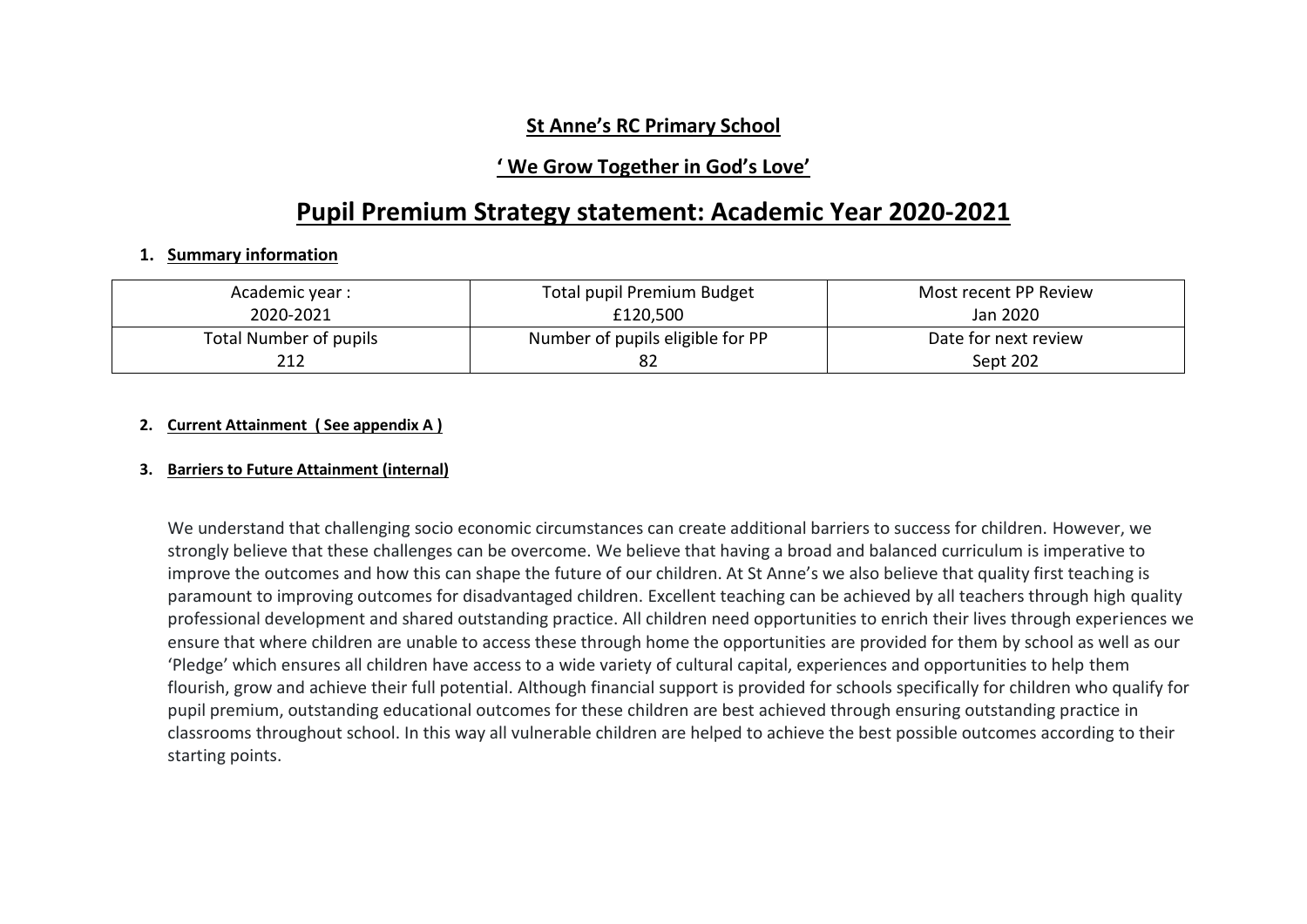**St Anne's RC Primary School**

**' We Grow Together in God's Love'**

# Pupil Premium Strategy statement: Academic Year 2020-2021

## 1. Summary information

| Academic year : 2020-2021 | Total pupil Premium Budget £120,500 | Most recent PP Review Jan 2020 |
|---|---|---|
| Total Number of pupils 212 | Number of pupils eligible for PP 82 | Date for next review Sept 202 |

## 2. Current Attainment ( See appendix A )

## 3. Barriers to Future Attainment (internal)

We understand that challenging socio economic circumstances can create additional barriers to success for children. However, we strongly believe that these challenges can be overcome. We believe that having a broad and balanced curriculum is imperative to improve the outcomes and how this can shape the future of our children. At St Anne's we also believe that quality first teaching is paramount to improving outcomes for disadvantaged children. Excellent teaching can be achieved by all teachers through high quality professional development and shared outstanding practice. All children need opportunities to enrich their lives through experiences we ensure that where children are unable to access these through home the opportunities are provided for them by school as well as our 'Pledge' which ensures all children have access to a wide variety of cultural capital, experiences and opportunities to help them flourish, grow and achieve their full potential. Although financial support is provided for schools specifically for children who qualify for pupil premium, outstanding educational outcomes for these children are best achieved through ensuring outstanding practice in classrooms throughout school. In this way all vulnerable children are helped to achieve the best possible outcomes according to their starting points.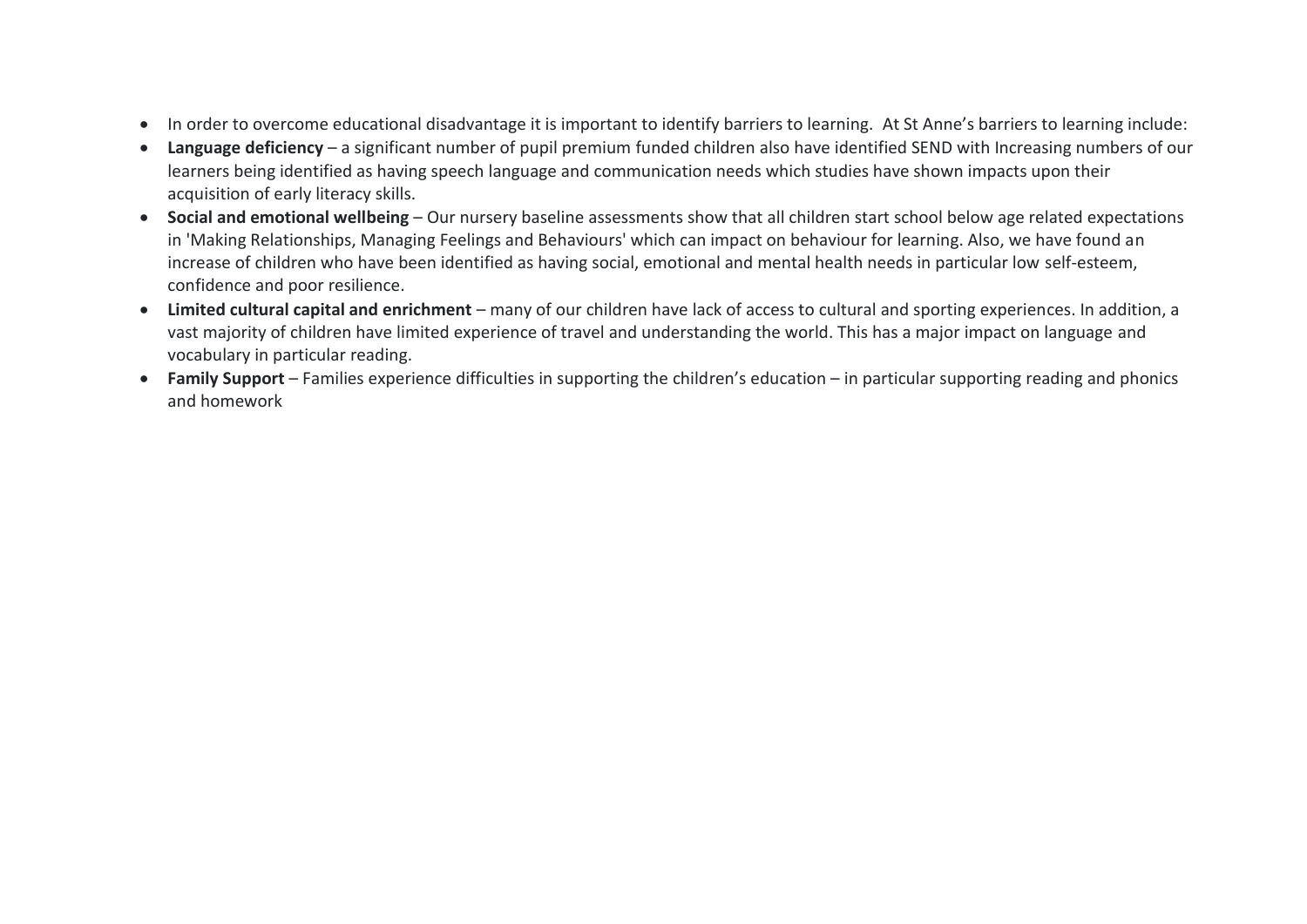- In order to overcome educational disadvantage it is important to identify barriers to learning. At St Anne's barriers to learning include:
- **Language deficiency** – a significant number of pupil premium funded children also have identified SEND with Increasing numbers of our learners being identified as having speech language and communication needs which studies have shown impacts upon their acquisition of early literacy skills.
- **Social and emotional wellbeing** – Our nursery baseline assessments show that all children start school below age related expectations in 'Making Relationships, Managing Feelings and Behaviours' which can impact on behaviour for learning. Also, we have found an increase of children who have been identified as having social, emotional and mental health needs in particular low self-esteem, confidence and poor resilience.
- **Limited cultural capital and enrichment** – many of our children have lack of access to cultural and sporting experiences. In addition, a vast majority of children have limited experience of travel and understanding the world. This has a major impact on language and vocabulary in particular reading.
- **Family Support** – Families experience difficulties in supporting the children's education – in particular supporting reading and phonics and homework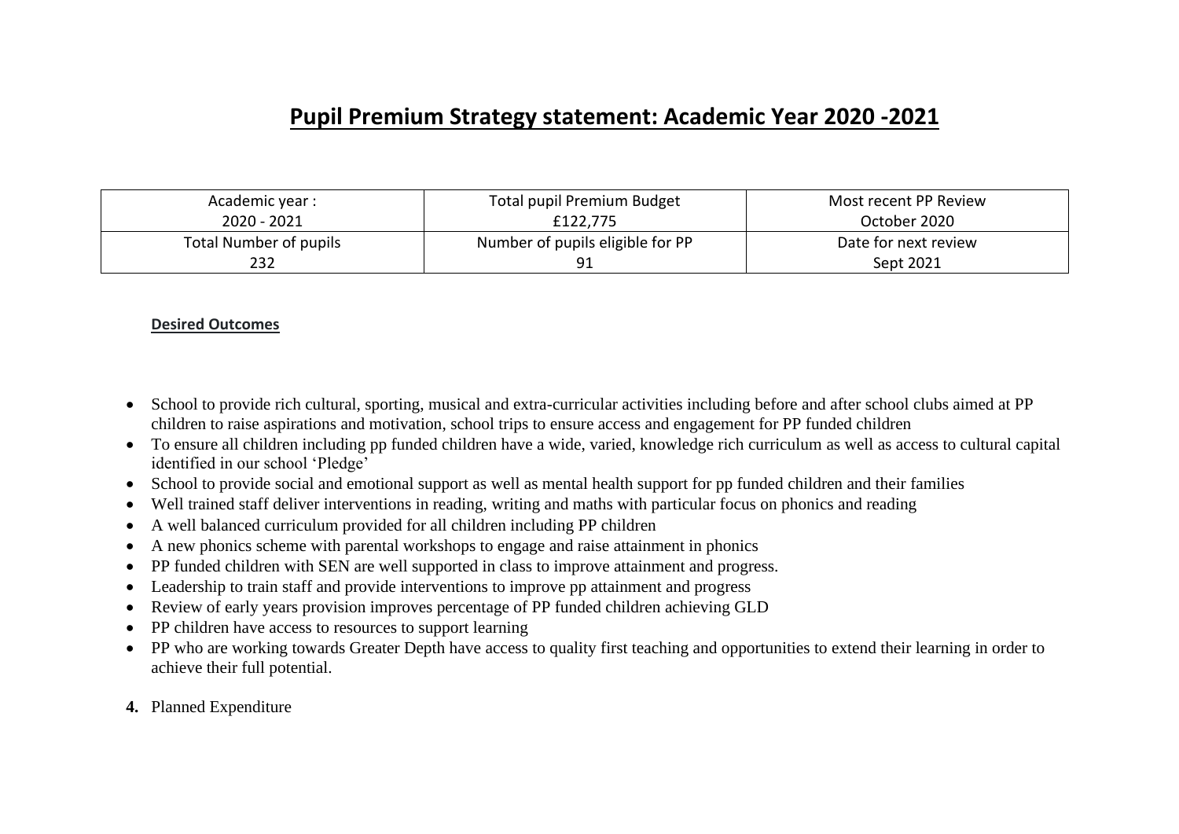# Pupil Premium Strategy statement: Academic Year 2020 -2021

| Academic year :<br>2020 - 2021 | Total pupil Premium Budget<br>£122,775 | Most recent PP Review<br>October 2020 |
|---|---|---|
| Total Number of pupils<br>232 | Number of pupils eligible for PP<br>91 | Date for next review<br>Sept 2021 |

**Desired Outcomes**

- School to provide rich cultural, sporting, musical and extra-curricular activities including before and after school clubs aimed at PP children to raise aspirations and motivation, school trips to ensure access and engagement for PP funded children
- To ensure all children including pp funded children have a wide, varied, knowledge rich curriculum as well as access to cultural capital identified in our school 'Pledge'
- School to provide social and emotional support as well as mental health support for pp funded children and their families
- Well trained staff deliver interventions in reading, writing and maths with particular focus on phonics and reading
- A well balanced curriculum provided for all children including PP children
- A new phonics scheme with parental workshops to engage and raise attainment in phonics
- PP funded children with SEN are well supported in class to improve attainment and progress.
- Leadership to train staff and provide interventions to improve pp attainment and progress
- Review of early years provision improves percentage of PP funded children achieving GLD
- PP children have access to resources to support learning
- PP who are working towards Greater Depth have access to quality first teaching and opportunities to extend their learning in order to achieve their full potential.

**4.** Planned Expenditure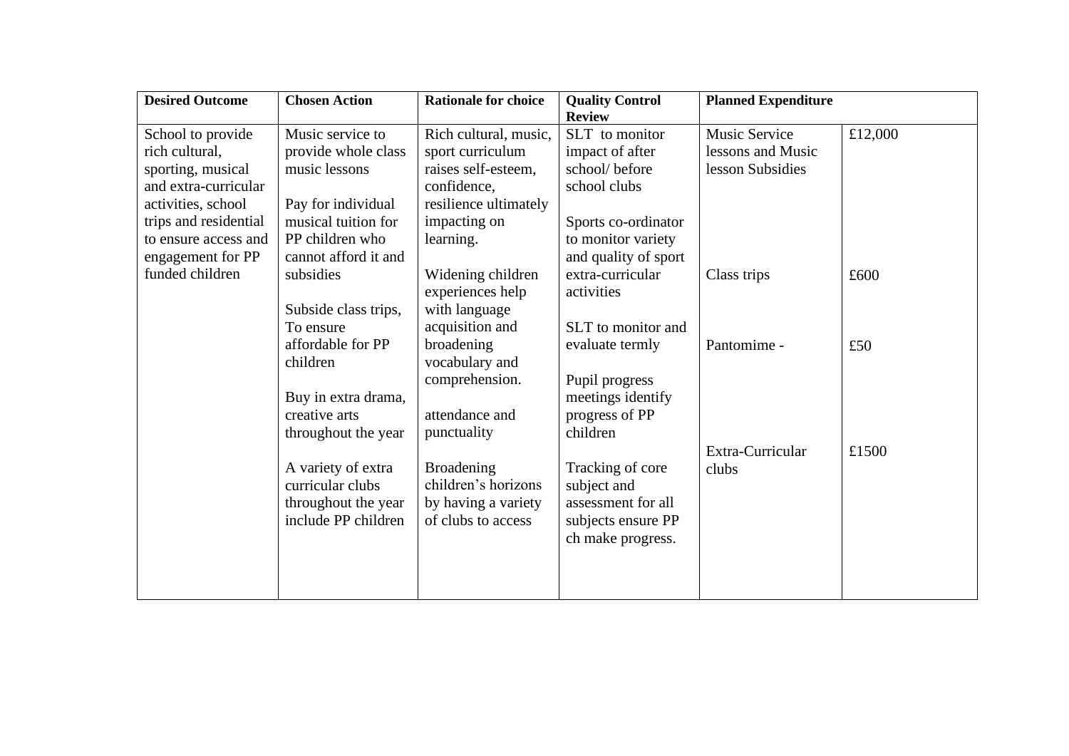| Desired Outcome | Chosen Action | Rationale for choice | Quality Control Review | Planned Expenditure | |
|---|---|---|---|---|---|
| School to provide rich cultural, sporting, musical and extra-curricular activities, school trips and residential to ensure access and engagement for PP funded children | Music service to provide whole class music lessons<br><br>Pay for individual musical tuition for PP children who cannot afford it and subsidies<br><br>Subside class trips, To ensure affordable for PP children<br><br>Buy in extra drama, creative arts throughout the year<br><br>A variety of extra curricular clubs throughout the year include PP children | Rich cultural, music, sport curriculum raises self-esteem, confidence, resilience ultimately impacting on learning.<br><br>Widening children experiences help with language acquisition and broadening vocabulary and comprehension.<br><br>attendance and punctuality<br><br>Broadening children's horizons by having a variety of clubs to access | SLT to monitor impact of after school/ before school clubs<br><br>Sports co-ordinator to monitor variety and quality of sport extra-curricular activities<br><br>SLT to monitor and evaluate termly<br><br>Pupil progress meetings identify progress of PP children<br><br>Tracking of core subject and assessment for all subjects ensure PP ch make progress. | Music Service lessons and Music lesson Subsidies<br><br>Class trips<br><br>Pantomime -<br><br>Extra-Curricular clubs | £12,000<br><br>£600<br><br>£50<br><br>£1500 |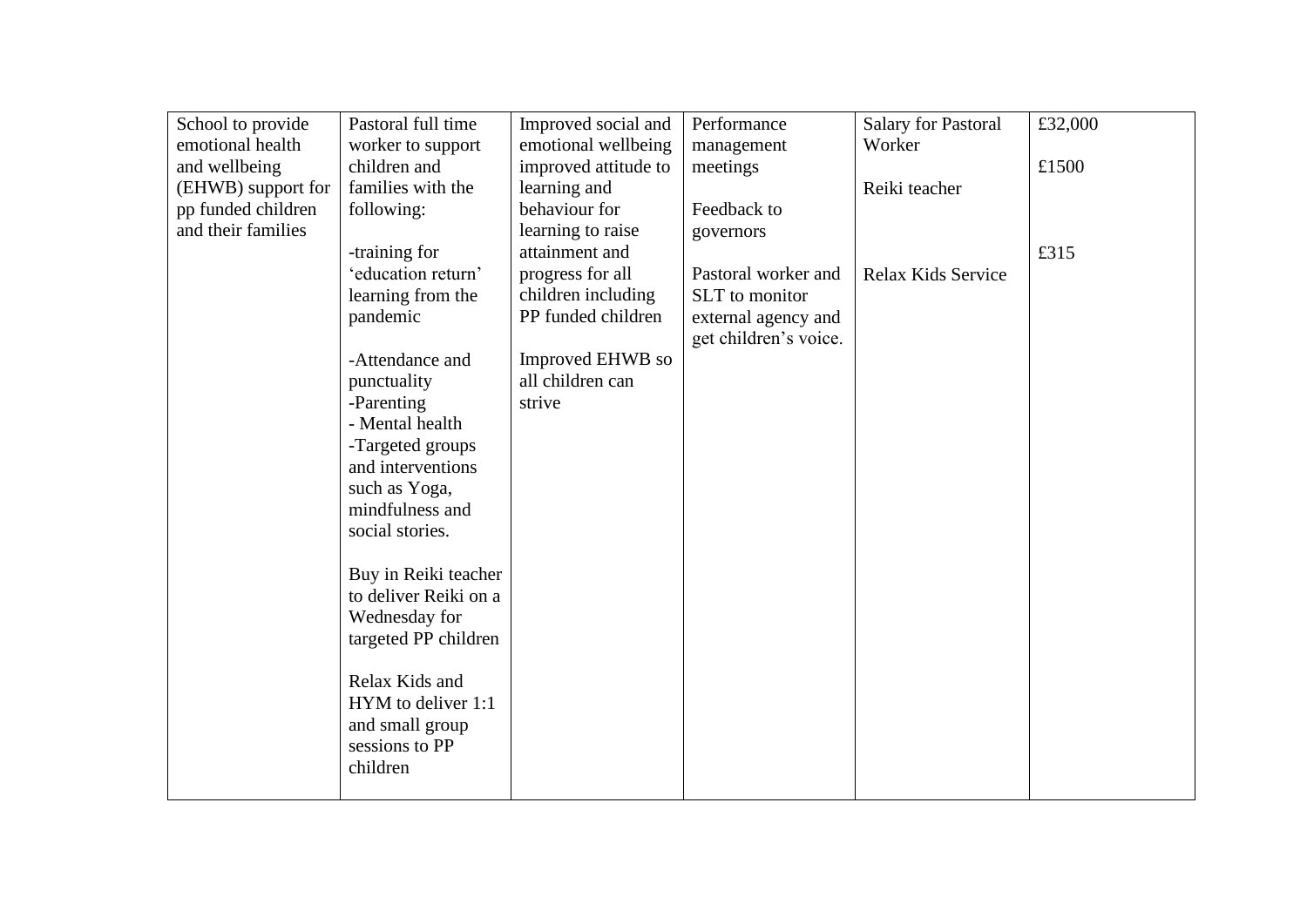| | | | | | |
|---|---|---|---|---|---|
| School to provide emotional health and wellbeing (EHWB) support for pp funded children and their families | Pastoral full time worker to support children and families with the following:<br><br>-training for 'education return' learning from the pandemic<br><br>-Attendance and punctuality<br>-Parenting<br>- Mental health<br>-Targeted groups and interventions such as Yoga, mindfulness and social stories.<br><br>Buy in Reiki teacher to deliver Reiki on a Wednesday for targeted PP children<br><br>Relax Kids and HYM to deliver 1:1 and small group sessions to PP children | Improved social and emotional wellbeing improved attitude to learning and behaviour for learning to raise attainment and progress for all children including PP funded children<br><br>Improved EHWB so all children can strive | Performance management meetings<br><br>Feedback to governors<br><br>Pastoral worker and SLT to monitor external agency and get children's voice. | Salary for Pastoral Worker<br><br>Reiki teacher<br><br>Relax Kids Service | £32,000<br><br>£1500<br><br>£315 |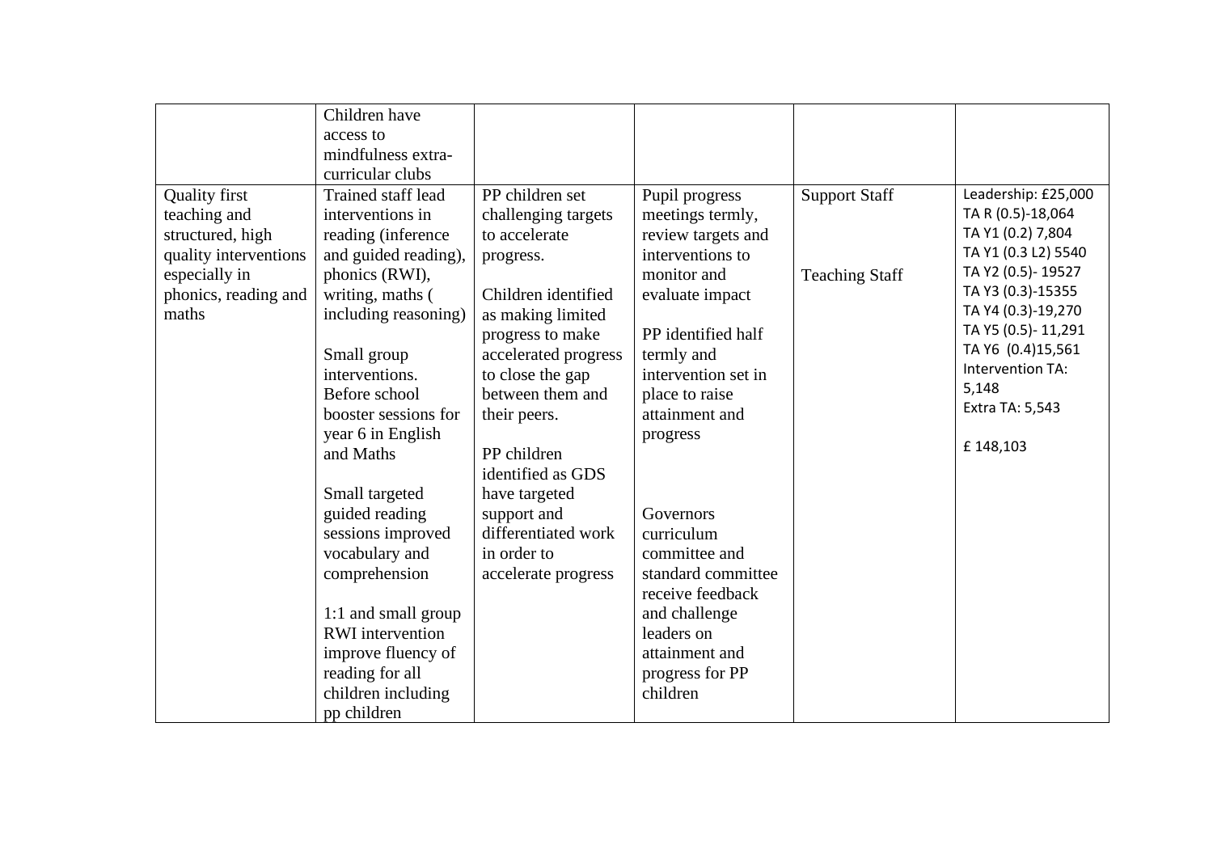| | | | | | |
|---|---|---|---|---|---|
| | Children have access to mindfulness extra-curricular clubs | | | | |
| Quality first teaching and structured, high quality interventions especially in phonics, reading and maths | Trained staff lead interventions in reading (inference and guided reading), phonics (RWI), writing, maths ( including reasoning)<br><br>Small group interventions. Before school booster sessions for year 6 in English and Maths<br><br>Small targeted guided reading sessions improved vocabulary and comprehension<br><br>1:1 and small group RWI intervention improve fluency of reading for all children including pp children | PP children set challenging targets to accelerate progress.<br><br>Children identified as making limited progress to make accelerated progress to close the gap between them and their peers.<br><br>PP children identified as GDS have targeted support and differentiated work in order to accelerate progress | Pupil progress meetings termly, review targets and interventions to monitor and evaluate impact<br><br>PP identified half termly and intervention set in place to raise attainment and progress<br><br>Governors curriculum committee and standard committee receive feedback and challenge leaders on attainment and progress for PP children | Support Staff<br><br>Teaching Staff | Leadership: £25,000<br>TA R (0.5)-18,064<br>TA Y1 (0.2) 7,804<br>TA Y1 (0.3 L2) 5540<br>TA Y2 (0.5)- 19527<br>TA Y3 (0.3)-15355<br>TA Y4 (0.3)-19,270<br>TA Y5 (0.5)- 11,291<br>TA Y6 (0.4)15,561<br>Intervention TA: 5,148<br>Extra TA: 5,543<br><br>£ 148,103 |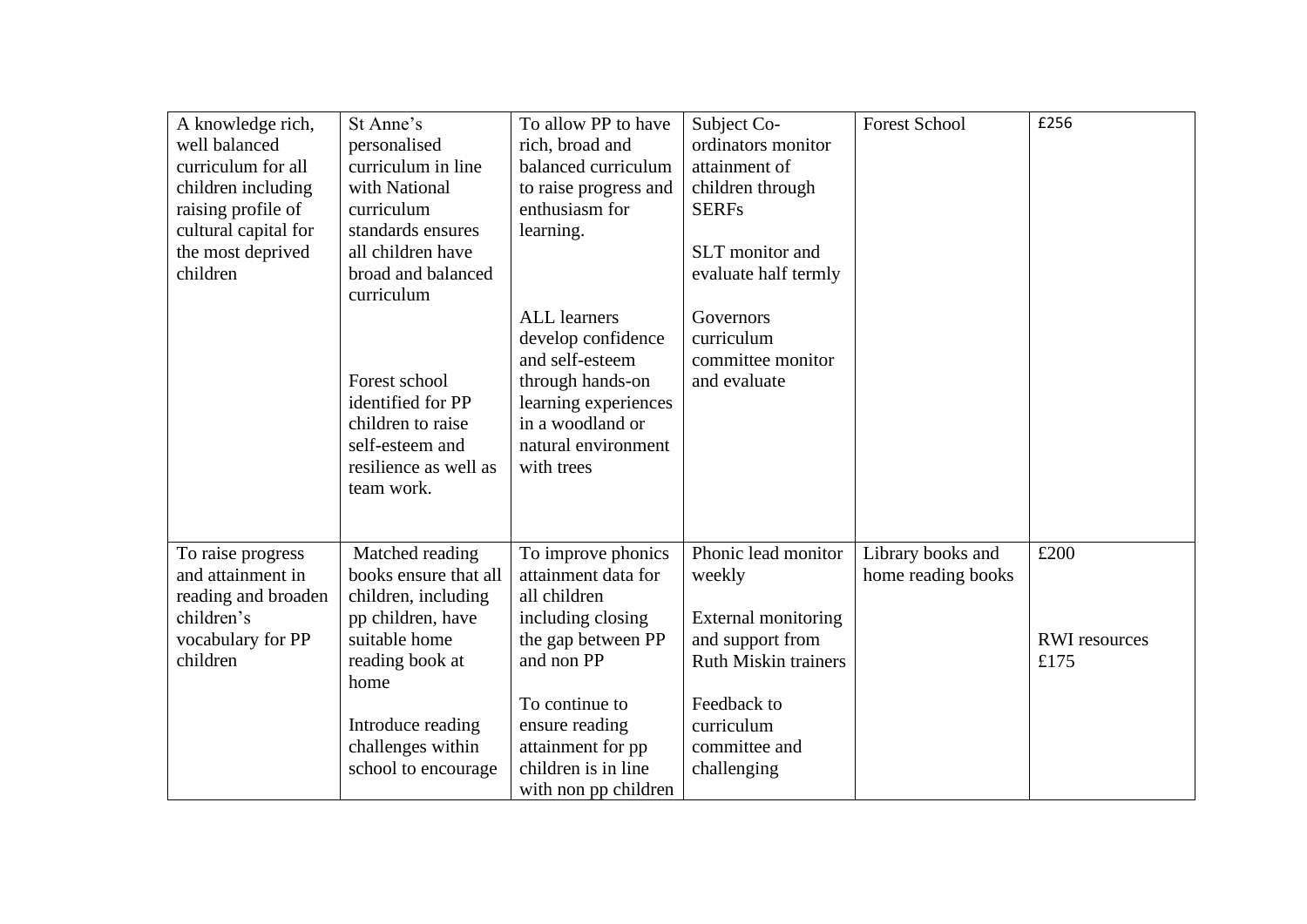| | | | | | |
|---|---|---|---|---|---|
| A knowledge rich, well balanced curriculum for all children including raising profile of cultural capital for the most deprived children | St Anne's personalised curriculum in line with National curriculum standards ensures all children have broad and balanced curriculum<br><br>Forest school identified for PP children to raise self-esteem and resilience as well as team work. | To allow PP to have rich, broad and balanced curriculum to raise progress and enthusiasm for learning.<br><br>ALL learners develop confidence and self-esteem through hands-on learning experiences in a woodland or natural environment with trees | Subject Co-ordinators monitor attainment of children through SERFs<br><br>SLT monitor and evaluate half termly<br><br>Governors curriculum committee monitor and evaluate | Forest School | £256 |
| To raise progress and attainment in reading and broaden children's vocabulary for PP children | Matched reading books ensure that all children, including pp children, have suitable home reading book at home<br><br>Introduce reading challenges within school to encourage | To improve phonics attainment data for all children including closing the gap between PP and non PP<br><br>To continue to ensure reading attainment for pp children is in line with non pp children | Phonic lead monitor weekly<br><br>External monitoring and support from Ruth Miskin trainers<br><br>Feedback to curriculum committee and challenging | Library books and home reading books | £200<br><br>RWI resources £175 |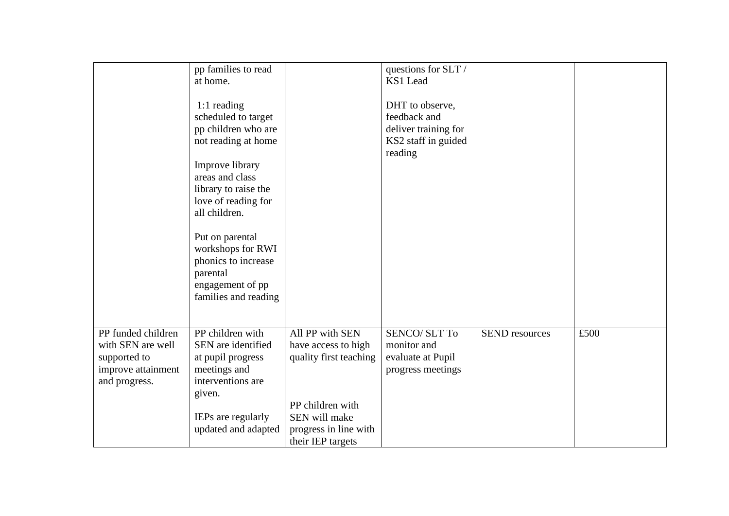| | | | | | |
|---|---|---|---|---|---|
| | pp families to read at home.<br><br>1:1 reading scheduled to target pp children who are not reading at home<br><br>Improve library areas and class library to raise the love of reading for all children.<br><br>Put on parental workshops for RWI phonics to increase parental engagement of pp families and reading | | questions for SLT / KS1 Lead<br><br>DHT to observe, feedback and deliver training for KS2 staff in guided reading | | |
| PP funded children with SEN are well supported to improve attainment and progress. | PP children with SEN are identified at pupil progress meetings and interventions are given.<br><br>IEPs are regularly updated and adapted | All PP with SEN have access to high quality first teaching<br><br>PP children with SEN will make progress in line with their IEP targets | SENCO/ SLT To monitor and evaluate at Pupil progress meetings | SEND resources | £500 |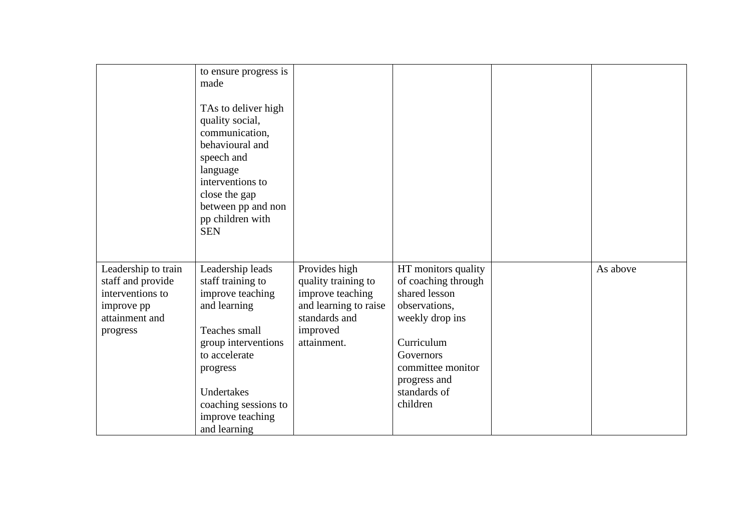| | | | | | |
|---|---|---|---|---|---|
| | to ensure progress is made<br><br>TAs to deliver high quality social, communication, behavioural and speech and language interventions to close the gap between pp and non pp children with SEN | | | | |
| Leadership to train staff and provide interventions to improve pp attainment and progress | Leadership leads staff training to improve teaching and learning<br><br>Teaches small group interventions to accelerate progress<br><br>Undertakes coaching sessions to improve teaching and learning | Provides high quality training to improve teaching and learning to raise standards and improved attainment. | HT monitors quality of coaching through shared lesson observations, weekly drop ins<br><br>Curriculum Governors committee monitor progress and standards of children | | As above |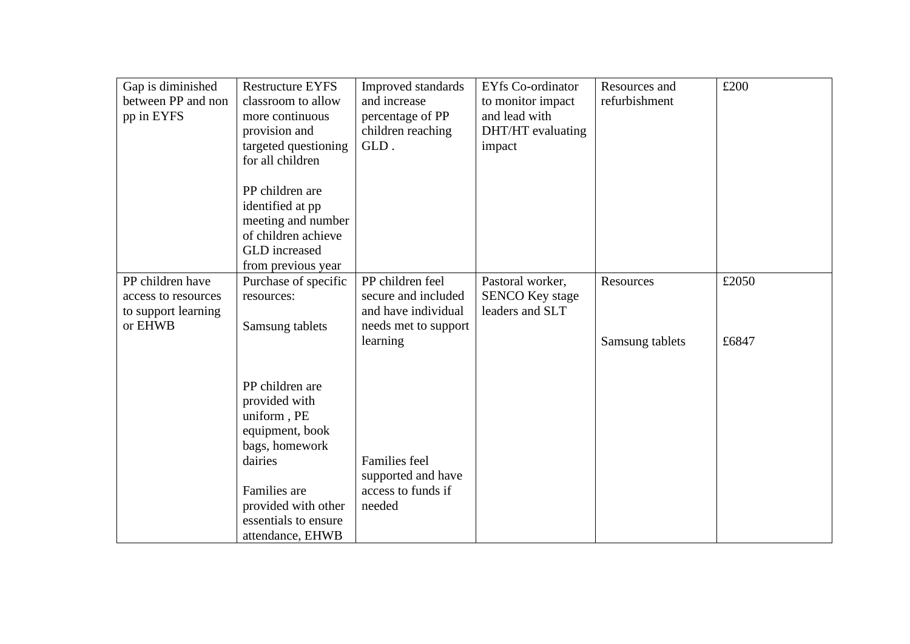| | | | | | |
|---|---|---|---|---|---|
| Gap is diminished between PP and non pp in EYFS | Restructure EYFS classroom to allow more continuous provision and targeted questioning for all children<br><br>PP children are identified at pp meeting and number of children achieve GLD increased from previous year | Improved standards and increase percentage of PP children reaching GLD . | EYfs Co-ordinator to monitor impact and lead with DHT/HT evaluating impact | Resources and refurbishment | £200 |
| PP children have access to resources to support learning or EHWB | Purchase of specific resources:<br><br>Samsung tablets<br><br>PP children are provided with uniform , PE equipment, book bags, homework dairies<br><br>Families are provided with other essentials to ensure attendance, EHWB | PP children feel secure and included and have individual needs met to support learning<br><br>Families feel supported and have access to funds if needed | Pastoral worker, SENCO Key stage leaders and SLT | Resources<br><br>Samsung tablets | £2050<br><br>£6847 |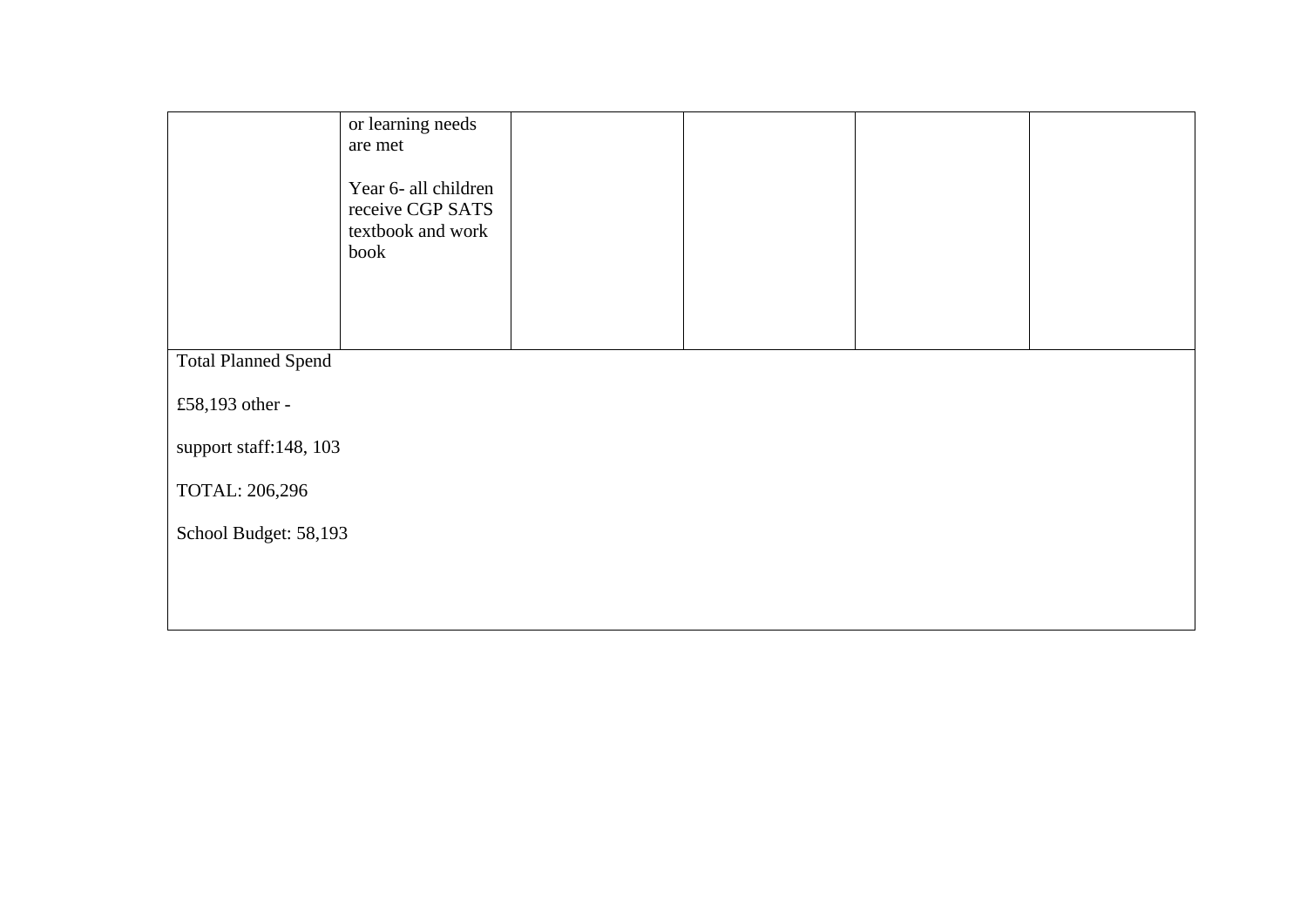|  | or learning needs are met<br><br>Year 6- all children receive CGP SATS textbook and work book |  |  |  |  |
|---|---|---|---|---|---|

Total Planned Spend

£58,193 other -

support staff:148, 103

TOTAL: 206,296

School Budget: 58,193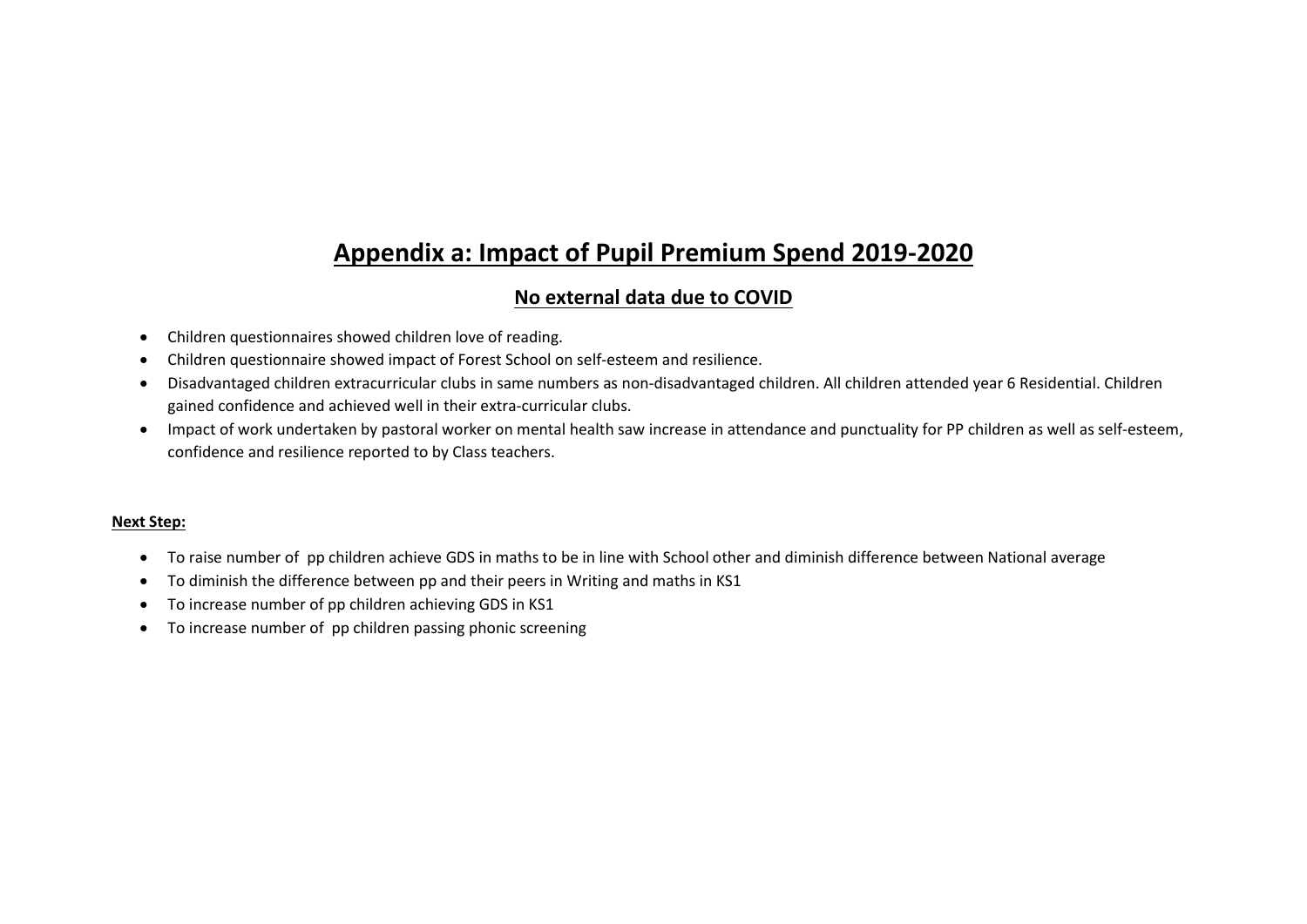# Appendix a: Impact of Pupil Premium Spend 2019-2020

## No external data due to COVID

- Children questionnaires showed children love of reading.
- Children questionnaire showed impact of Forest School on self-esteem and resilience.
- Disadvantaged children extracurricular clubs in same numbers as non-disadvantaged children. All children attended year 6 Residential. Children gained confidence and achieved well in their extra-curricular clubs.
- Impact of work undertaken by pastoral worker on mental health saw increase in attendance and punctuality for PP children as well as self-esteem, confidence and resilience reported to by Class teachers.

**Next Step:**

- To raise number of pp children achieve GDS in maths to be in line with School other and diminish difference between National average
- To diminish the difference between pp and their peers in Writing and maths in KS1
- To increase number of pp children achieving GDS in KS1
- To increase number of pp children passing phonic screening